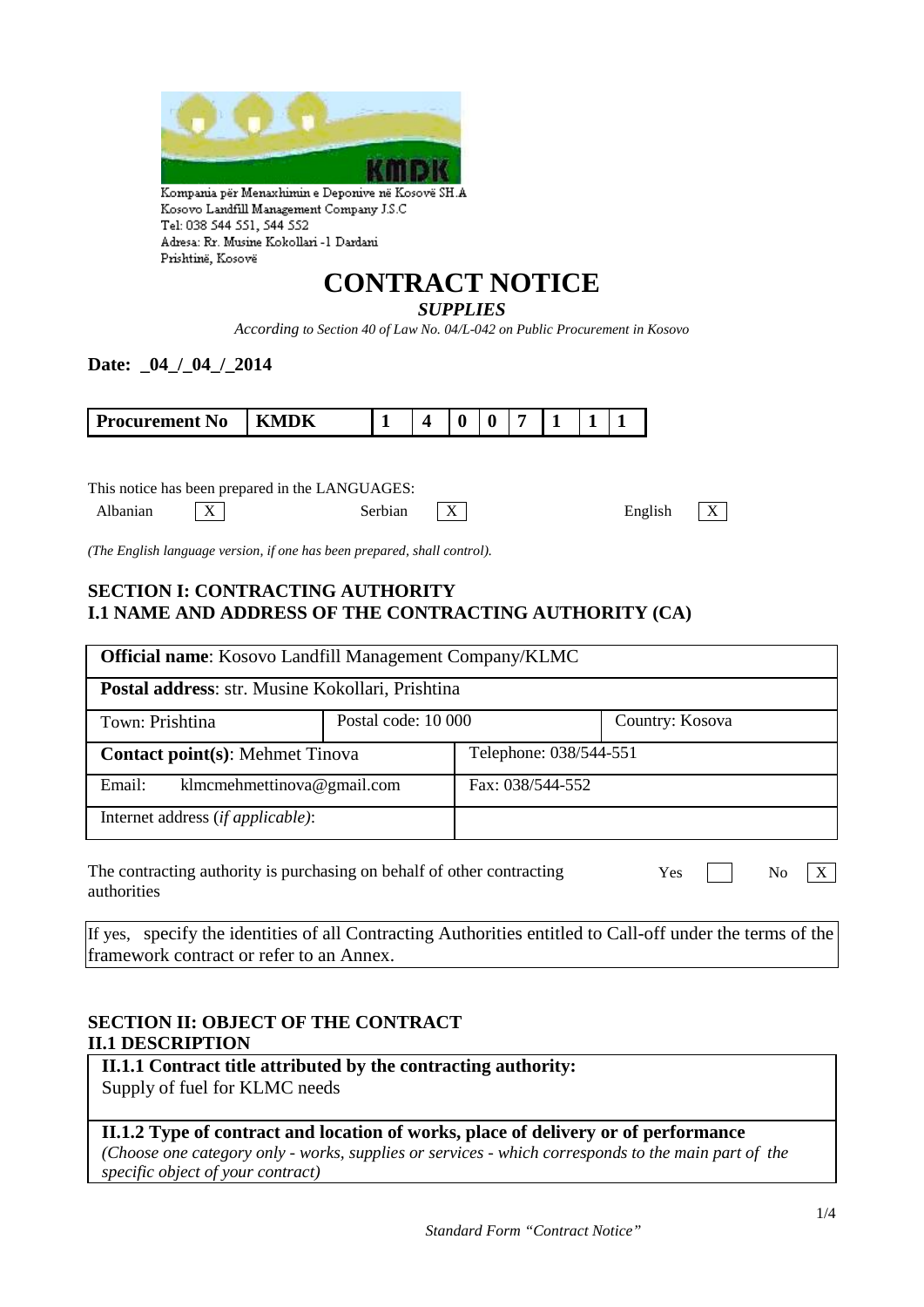Kompania për Menaxhimin e Deponive në Kosovë SH.A
Kosovo Landfill Management Company J.S.C
Tel: 038 544 551, 544 552
Adresa: Rr. Musine Kokollari -1 Dardani
Prishtinë, Kosovë

# CONTRACT NOTICE

***SUPPLIES***

*According to Section 40 of Law No. 04/L-042 on Public Procurement in Kosovo*

**Date: _04_/_04_/_2014**

| **Procurement No** | **KMDK** | **1** | **4** | **0** | **0** | **7** | **1** | **1** | **1** |
|---|---|---|---|---|---|---|---|---|---|

This notice has been prepared in the LANGUAGES:

Albanian [X] Serbian [X] English [X]

*(The English language version, if one has been prepared, shall control).*

## SECTION I: CONTRACTING AUTHORITY
## I.1 NAME AND ADDRESS OF THE CONTRACTING AUTHORITY (CA)

| **Official name**: Kosovo Landfill Management Company/KLMC | | |
|---|---|---|
| **Postal address**: str. Musine Kokollari, Prishtina | | |
| Town: Prishtina | Postal code: 10 000 | Country: Kosova |
| **Contact point(s)**: Mehmet Tinova | Telephone: 038/544-551 | |
| Email: klmcmehmettinova@gmail.com | Fax: 038/544-552 | |
| Internet address (*if applicable*): | | |

The contracting authority is purchasing on behalf of other contracting authorities Yes [ ] No [X]

If yes, specify the identities of all Contracting Authorities entitled to Call-off under the terms of the framework contract or refer to an Annex.

## SECTION II: OBJECT OF THE CONTRACT
## II.1 DESCRIPTION

**II.1.1 Contract title attributed by the contracting authority:**
Supply of fuel for KLMC needs

**II.1.2 Type of contract and location of works, place of delivery or of performance**
*(Choose one category only - works, supplies or services - which corresponds to the main part of the specific object of your contract)*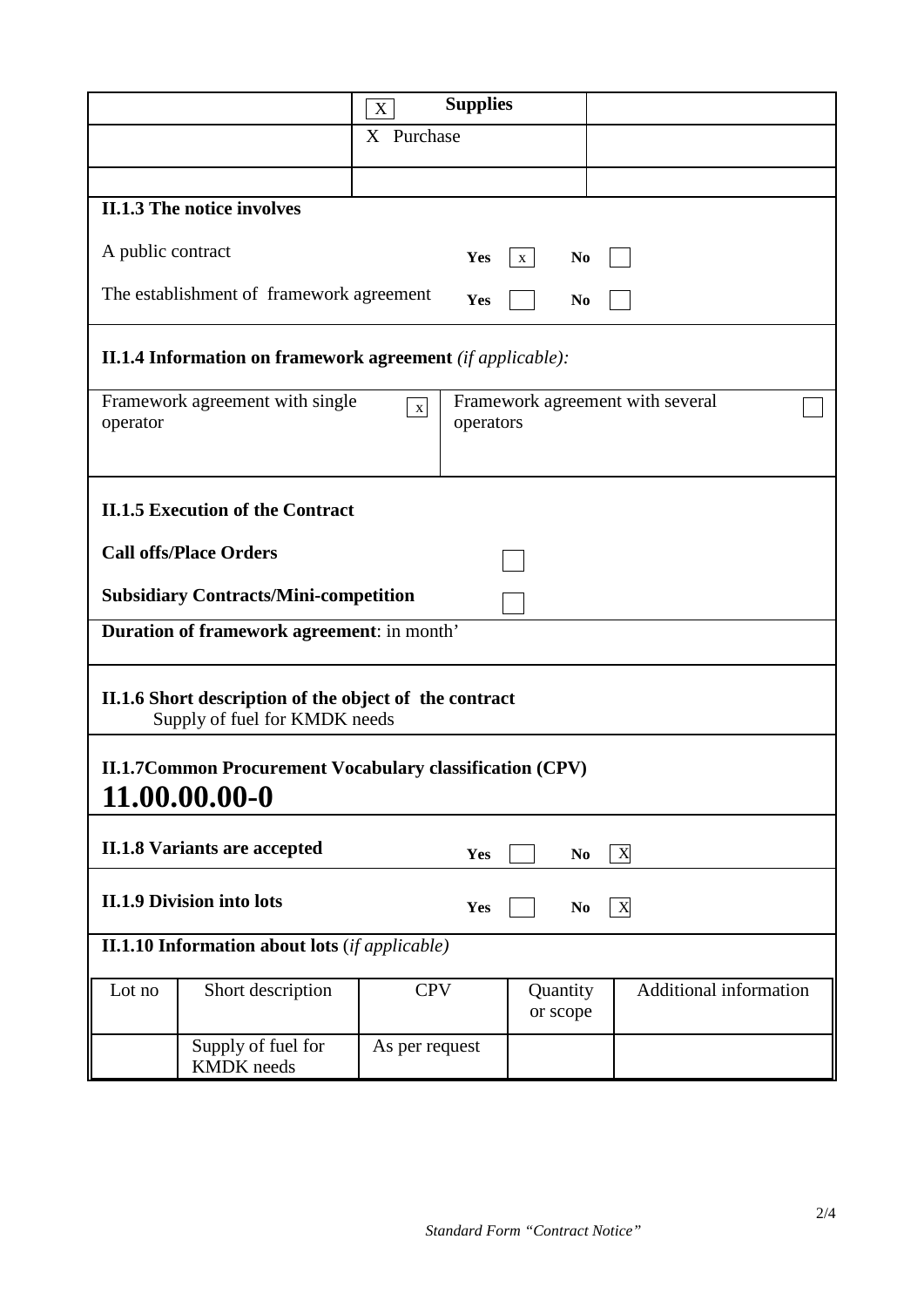| | [X] **Supplies** | |
|---|---|---|
| | X Purchase | |
| | | |

**II.1.3 The notice involves**

A public contract **Yes** [x] **No** [ ]

The establishment of framework agreement **Yes** [ ] **No** [ ]

**II.1.4 Information on framework agreement** *(if applicable):*

| Framework agreement with single operator [x] | Framework agreement with several operators [ ] |
|---|---|

**II.1.5 Execution of the Contract**

**Call offs/Place Orders** [ ]

**Subsidiary Contracts/Mini-competition** [ ]

**Duration of framework agreement**: in month'

**II.1.6 Short description of the object of the contract**

Supply of fuel for KMDK needs

**II.1.7Common Procurement Vocabulary classification (CPV)**

**11.00.00.00-0**

**II.1.8 Variants are accepted** **Yes** [ ] **No** [X]

**II.1.9 Division into lots** **Yes** [ ] **No** [X]

**II.1.10 Information about lots** (*if applicable)*

| Lot no | Short description | CPV | Quantity or scope | Additional information |
|---|---|---|---|---|
| | Supply of fuel for KMDK needs | As per request | | |

*Standard Form "Contract Notice"*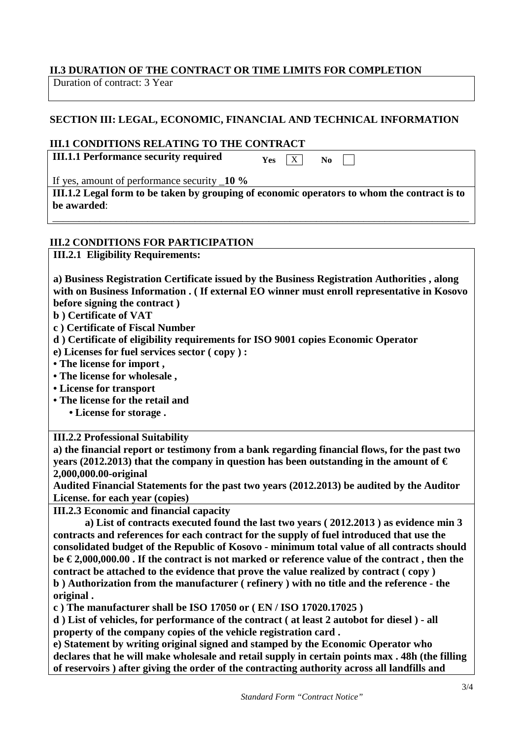## II.3 DURATION OF THE CONTRACT OR TIME LIMITS FOR COMPLETION

Duration of contract: 3 Year

## SECTION III: LEGAL, ECONOMIC, FINANCIAL AND TECHNICAL INFORMATION

### III.1 CONDITIONS RELATING TO THE CONTRACT

**III.1.1 Performance security required** Yes [X] No [ ]

If yes, amount of performance security _**10 %**

**III.1.2 Legal form to be taken by grouping of economic operators to whom the contract is to be awarded**:

______________________________________________________________________________

### III.2 CONDITIONS FOR PARTICIPATION

**III.2.1 Eligibility Requirements:**

**a) Business Registration Certificate issued by the Business Registration Authorities , along with on Business Information . ( If external EO winner must enroll representative in Kosovo before signing the contract )**
**b ) Certificate of VAT**
**c ) Certificate of Fiscal Number**
**d ) Certificate of eligibility requirements for ISO 9001 copies Economic Operator**
**e) Licenses for fuel services sector ( copy ) :**
**• The license for import ,**
**• The license for wholesale ,**
**• License for transport**
**• The license for the retail and**
**• License for storage .**

**III.2.2 Professional Suitability**

**a) the financial report or testimony from a bank regarding financial flows, for the past two years (2012.2013) that the company in question has been outstanding in the amount of € 2,000,000.00-original**
**Audited Financial Statements for the past two years (2012.2013) be audited by the Auditor License. for each year (copies)**

**III.2.3 Economic and financial capacity**

**a) List of contracts executed found the last two years ( 2012.2013 ) as evidence min 3 contracts and references for each contract for the supply of fuel introduced that use the consolidated budget of the Republic of Kosovo - minimum total value of all contracts should be € 2,000,000.00 . If the contract is not marked or reference value of the contract , then the contract be attached to the evidence that prove the value realized by contract ( copy )**
**b ) Authorization from the manufacturer ( refinery ) with no title and the reference - the original .**
**c ) The manufacturer shall be ISO 17050 or ( EN / ISO 17020.17025 )**
**d ) List of vehicles, for performance of the contract ( at least 2 autobot for diesel ) - all property of the company copies of the vehicle registration card .**
**e) Statement by writing original signed and stamped by the Economic Operator who declares that he will make wholesale and retail supply in certain points max . 48h (the filling of reservoirs ) after giving the order of the contracting authority across all landfills and**

*Standard Form "Contract Notice"*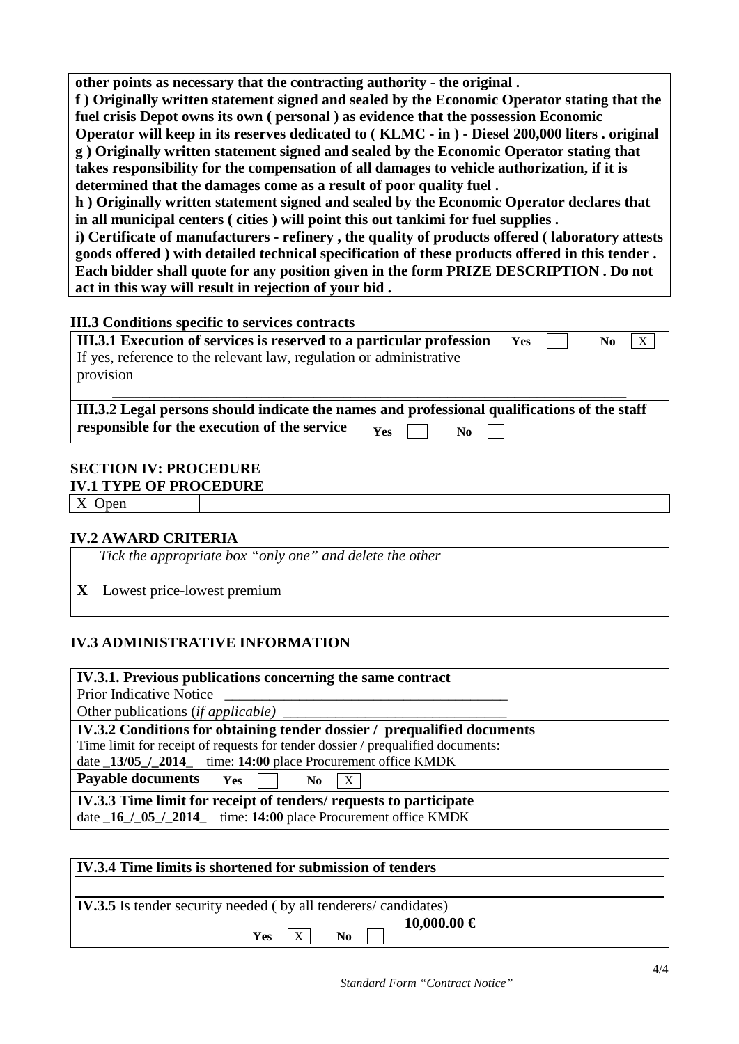**other points as necessary that the contracting authority - the original .**
**f ) Originally written statement signed and sealed by the Economic Operator stating that the fuel crisis Depot owns its own ( personal ) as evidence that the possession Economic Operator will keep in its reserves dedicated to ( KLMC - in ) - Diesel 200,000 liters . original**
**g ) Originally written statement signed and sealed by the Economic Operator stating that takes responsibility for the compensation of all damages to vehicle authorization, if it is determined that the damages come as a result of poor quality fuel .**
**h ) Originally written statement signed and sealed by the Economic Operator declares that in all municipal centers ( cities ) will point this out tankimi for fuel supplies .**
**i) Certificate of manufacturers - refinery , the quality of products offered ( laboratory attests goods offered ) with detailed technical specification of these products offered in this tender . Each bidder shall quote for any position given in the form PRIZE DESCRIPTION . Do not act in this way will result in rejection of your bid .**

### III.3 Conditions specific to services contracts

**III.3.1 Execution of services is reserved to a particular profession** Yes [ ] No [X]
If yes, reference to the relevant law, regulation or administrative provision

______________________________________________________________________

**III.3.2 Legal persons should indicate the names and professional qualifications of the staff responsible for the execution of the service** Yes [ ] No [ ]

## SECTION IV: PROCEDURE

### IV.1 TYPE OF PROCEDURE

X Open

### IV.2 AWARD CRITERIA

*Tick the appropriate box "only one" and delete the other*

**X** Lowest price-lowest premium

### IV.3 ADMINISTRATIVE INFORMATION

**IV.3.1. Previous publications concerning the same contract**
Prior Indicative Notice ______________________________________
Other publications (*if applicable)* ______________________________

**IV.3.2 Conditions for obtaining tender dossier / prequalified documents**
Time limit for receipt of requests for tender dossier / prequalified documents:
date _**13/05_/_2014**_ time: **14:00** place Procurement office KMDK

**Payable documents** Yes [ ] No [X]

**IV.3.3 Time limit for receipt of tenders/ requests to participate**
date _**16_/_05_/_2014**_ time: **14:00** place Procurement office KMDK

**IV.3.4 Time limits is shortened for submission of tenders**

______________________________________________________________________

**IV.3.5** Is tender security needed ( by all tenderers/ candidates)
**10,000.00 €**
Yes [X] No [ ]

*Standard Form "Contract Notice"*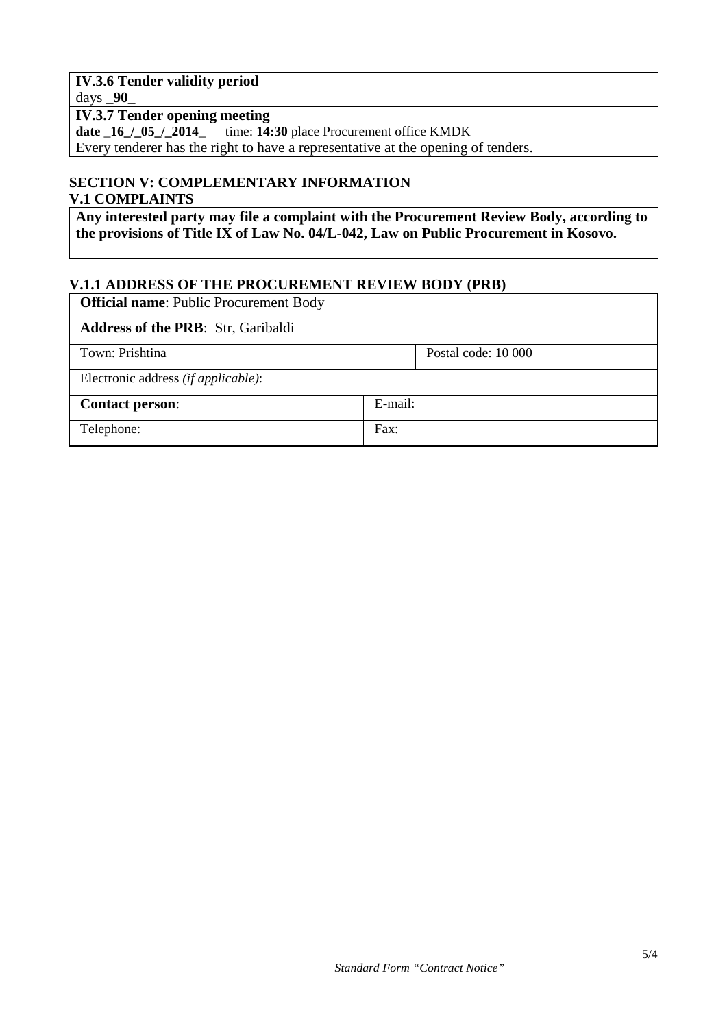**IV.3.6 Tender validity period**

days _**90**_

**IV.3.7 Tender opening meeting**

**date _16_/_05_/_2014_** time: **14:30** place Procurement office KMDK

Every tenderer has the right to have a representative at the opening of tenders.

## SECTION V: COMPLEMENTARY INFORMATION

### V.1 COMPLAINTS

**Any interested party may file a complaint with the Procurement Review Body, according to the provisions of Title IX of Law No. 04/L-042, Law on Public Procurement in Kosovo.**

### V.1.1 ADDRESS OF THE PROCUREMENT REVIEW BODY (PRB)

| | |
|---|---|
| **Official name**: Public Procurement Body | |
| **Address of the PRB**: Str, Garibaldi | |
| Town: Prishtina | Postal code: 10 000 |
| Electronic address *(if applicable)*: | |
| **Contact person**: | E-mail: |
| Telephone: | Fax: |

*Standard Form "Contract Notice"*